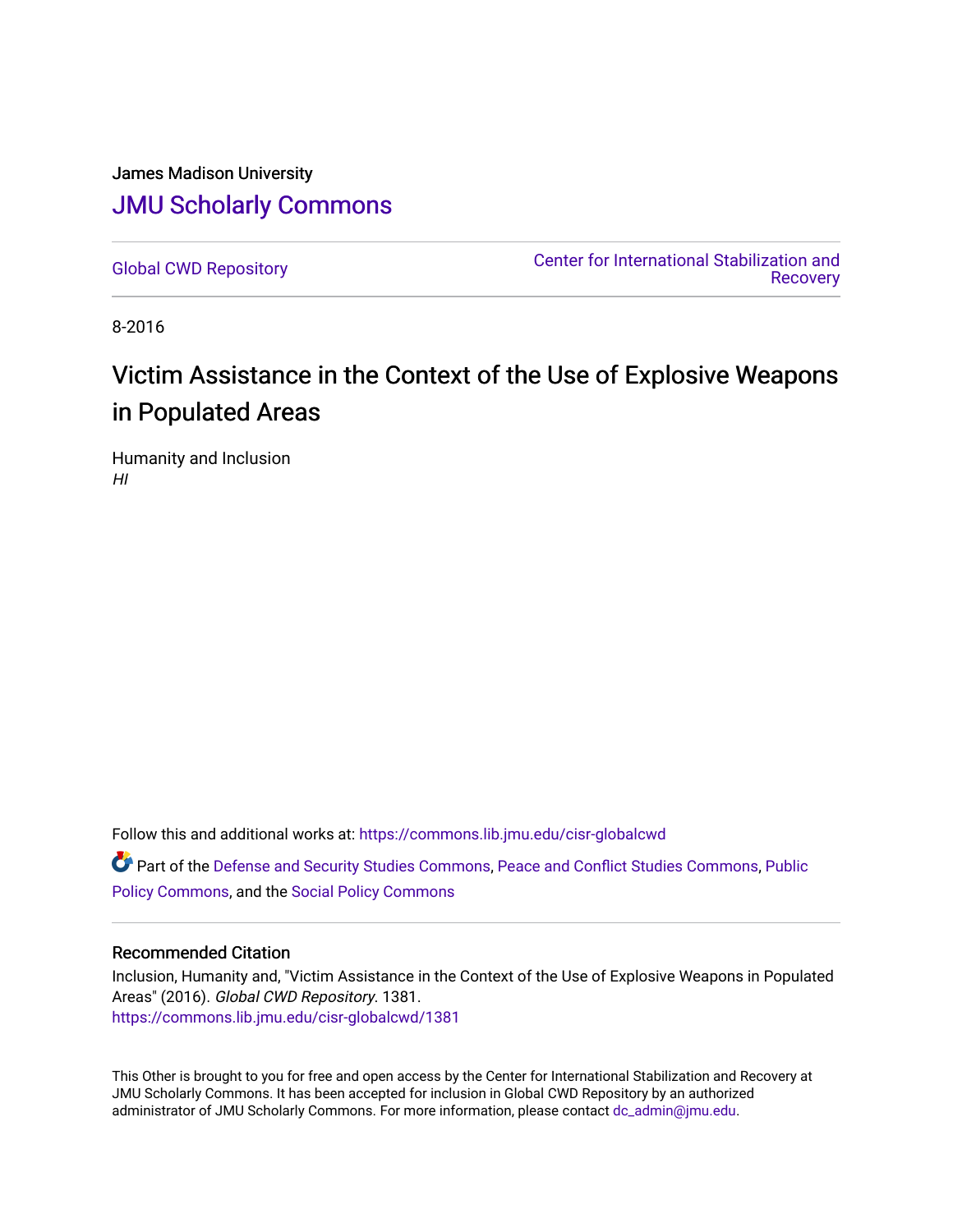James Madison University

# JMU Scholarly Commons

Global CWD Repository

Center for International Stabilization and Recovery

8-2016

# Victim Assistance in the Context of the Use of Explosive Weapons in Populated Areas

Humanity and Inclusion
*HI*

Follow this and additional works at: https://commons.lib.jmu.edu/cisr-globalcwd

Part of the Defense and Security Studies Commons, Peace and Conflict Studies Commons, Public Policy Commons, and the Social Policy Commons

## Recommended Citation

Inclusion, Humanity and, "Victim Assistance in the Context of the Use of Explosive Weapons in Populated Areas" (2016). *Global CWD Repository*. 1381.
https://commons.lib.jmu.edu/cisr-globalcwd/1381

This Other is brought to you for free and open access by the Center for International Stabilization and Recovery at JMU Scholarly Commons. It has been accepted for inclusion in Global CWD Repository by an authorized administrator of JMU Scholarly Commons. For more information, please contact dc_admin@jmu.edu.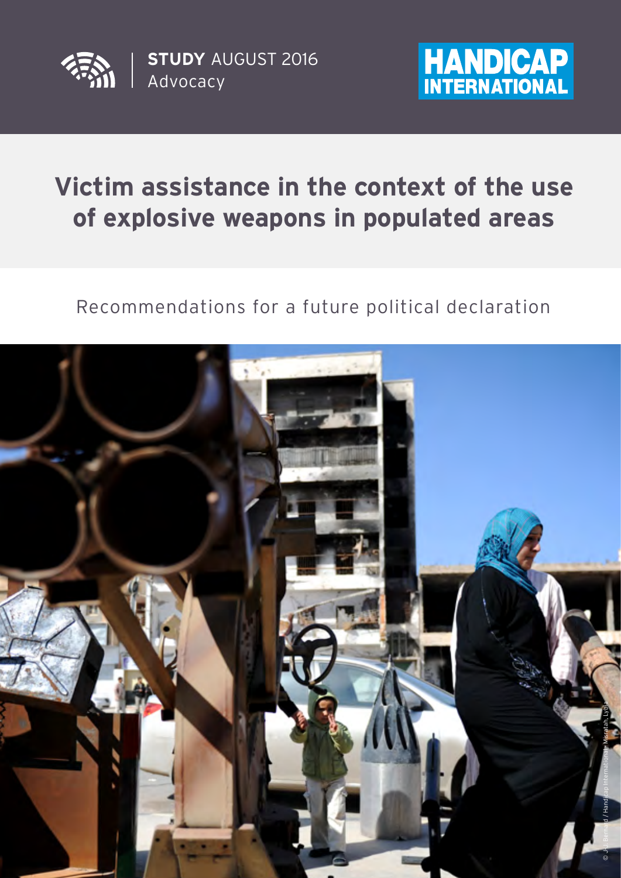**STUDY** AUGUST 2016
Advocacy

HANDICAP INTERNATIONAL

# Victim assistance in the context of the use of explosive weapons in populated areas

Recommendations for a future political declaration

© J-J. Bernard / Handicap International - Misratah, Lybia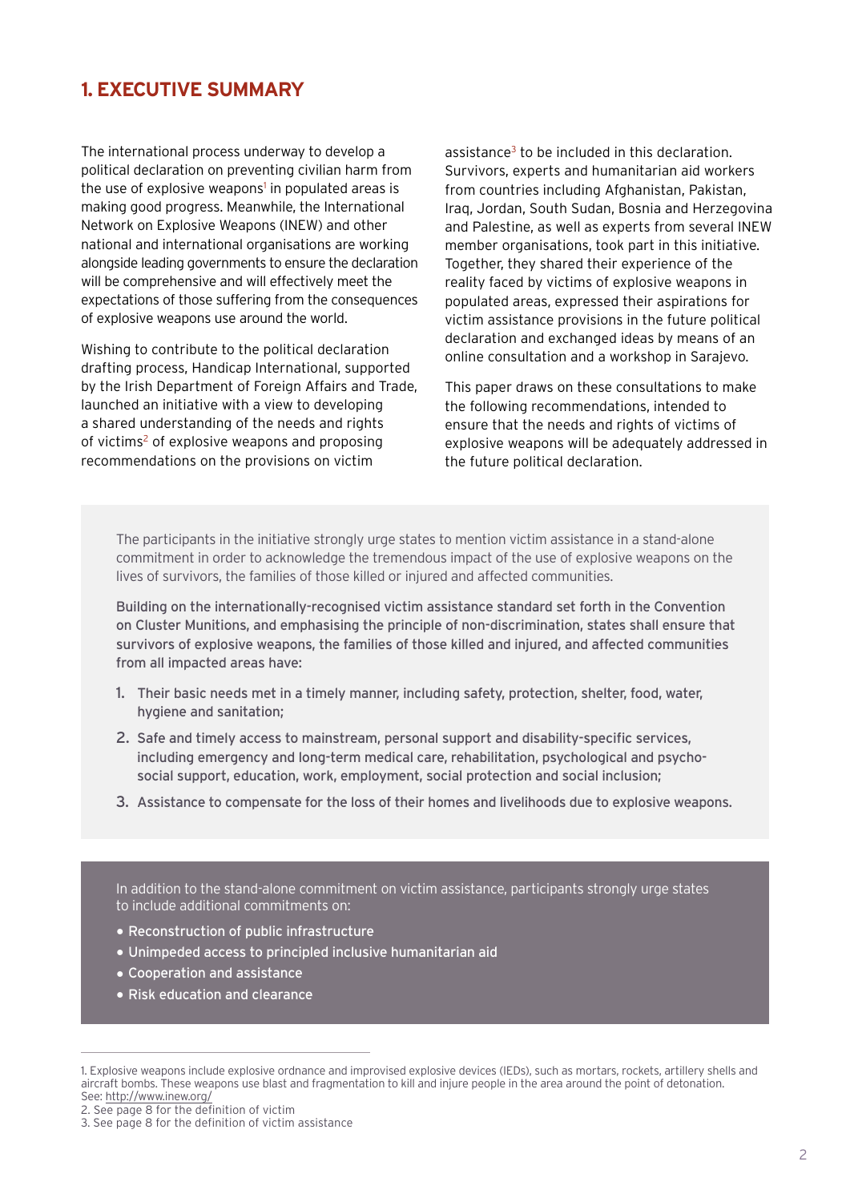## 1. EXECUTIVE SUMMARY

The international process underway to develop a political declaration on preventing civilian harm from the use of explosive weapons[1] in populated areas is making good progress. Meanwhile, the International Network on Explosive Weapons (INEW) and other national and international organisations are working alongside leading governments to ensure the declaration will be comprehensive and will effectively meet the expectations of those suffering from the consequences of explosive weapons use around the world.

Wishing to contribute to the political declaration drafting process, Handicap International, supported by the Irish Department of Foreign Affairs and Trade, launched an initiative with a view to developing a shared understanding of the needs and rights of victims[2] of explosive weapons and proposing recommendations on the provisions on victim assistance[3] to be included in this declaration. Survivors, experts and humanitarian aid workers from countries including Afghanistan, Pakistan, Iraq, Jordan, South Sudan, Bosnia and Herzegovina and Palestine, as well as experts from several INEW member organisations, took part in this initiative. Together, they shared their experience of the reality faced by victims of explosive weapons in populated areas, expressed their aspirations for victim assistance provisions in the future political declaration and exchanged ideas by means of an online consultation and a workshop in Sarajevo.

This paper draws on these consultations to make the following recommendations, intended to ensure that the needs and rights of victims of explosive weapons will be adequately addressed in the future political declaration.

The participants in the initiative strongly urge states to mention victim assistance in a stand-alone commitment in order to acknowledge the tremendous impact of the use of explosive weapons on the lives of survivors, the families of those killed or injured and affected communities.

**Building on the internationally-recognised victim assistance standard set forth in the Convention on Cluster Munitions, and emphasising the principle of non-discrimination, states shall ensure that survivors of explosive weapons, the families of those killed and injured, and affected communities from all impacted areas have:**

1. **Their basic needs met in a timely manner, including safety, protection, shelter, food, water, hygiene and sanitation;**
2. **Safe and timely access to mainstream, personal support and disability-specific services, including emergency and long-term medical care, rehabilitation, psychological and psycho-social support, education, work, employment, social protection and social inclusion;**
3. **Assistance to compensate for the loss of their homes and livelihoods due to explosive weapons.**

In addition to the stand-alone commitment on victim assistance, participants strongly urge states to include additional commitments on:

- **Reconstruction of public infrastructure**
- **Unimpeded access to principled inclusive humanitarian aid**
- **Cooperation and assistance**
- **Risk education and clearance**

1. Explosive weapons include explosive ordnance and improvised explosive devices (IEDs), such as mortars, rockets, artillery shells and aircraft bombs. These weapons use blast and fragmentation to kill and injure people in the area around the point of detonation. See: http://www.inew.org/
2. See page 8 for the definition of victim
3. See page 8 for the definition of victim assistance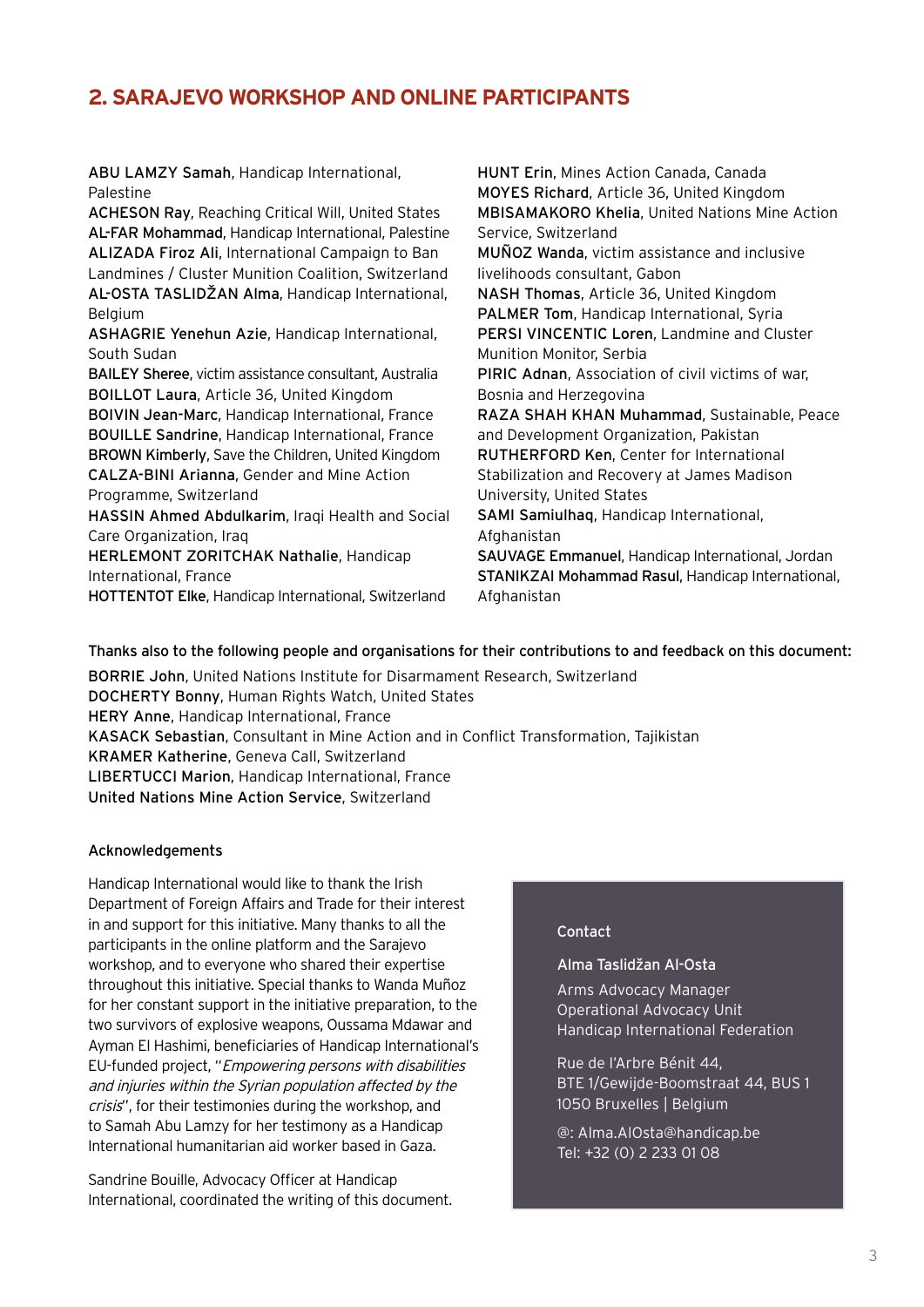## 2. SARAJEVO WORKSHOP AND ONLINE PARTICIPANTS

**ABU LAMZY Samah**, Handicap International, Palestine
**ACHESON Ray**, Reaching Critical Will, United States
**AL-FAR Mohammad**, Handicap International, Palestine
**ALIZADA Firoz Ali**, International Campaign to Ban Landmines / Cluster Munition Coalition, Switzerland
**AL-OSTA TASLIDŽAN Alma**, Handicap International, Belgium
**ASHAGRIE Yenehun Azie**, Handicap International, South Sudan
**BAILEY Sheree**, victim assistance consultant, Australia
**BOILLOT Laura**, Article 36, United Kingdom
**BOIVIN Jean-Marc**, Handicap International, France
**BOUILLE Sandrine**, Handicap International, France
**BROWN Kimberly**, Save the Children, United Kingdom
**CALZA-BINI Arianna**, Gender and Mine Action Programme, Switzerland
**HASSIN Ahmed Abdulkarim**, Iraqi Health and Social Care Organization, Iraq
**HERLEMONT ZORITCHAK Nathalie**, Handicap International, France
**HOTTENTOT Elke**, Handicap International, Switzerland
**HUNT Erin**, Mines Action Canada, Canada
**MOYES Richard**, Article 36, United Kingdom
**MBISAMAKORO Khelia**, United Nations Mine Action Service, Switzerland
**MUÑOZ Wanda**, victim assistance and inclusive livelihoods consultant, Gabon
**NASH Thomas**, Article 36, United Kingdom
**PALMER Tom**, Handicap International, Syria
**PERSI VINCENTIC Loren**, Landmine and Cluster Munition Monitor, Serbia
**PIRIC Adnan**, Association of civil victims of war, Bosnia and Herzegovina
**RAZA SHAH KHAN Muhammad**, Sustainable, Peace and Development Organization, Pakistan
**RUTHERFORD Ken**, Center for International Stabilization and Recovery at James Madison University, United States
**SAMI Samiulhaq**, Handicap International, Afghanistan
**SAUVAGE Emmanuel**, Handicap International, Jordan
**STANIKZAI Mohammad Rasul**, Handicap International, Afghanistan

Thanks also to the following people and organisations for their contributions to and feedback on this document:

**BORRIE John**, United Nations Institute for Disarmament Research, Switzerland
**DOCHERTY Bonny**, Human Rights Watch, United States
**HERY Anne**, Handicap International, France
**KASACK Sebastian**, Consultant in Mine Action and in Conflict Transformation, Tajikistan
**KRAMER Katherine**, Geneva Call, Switzerland
**LIBERTUCCI Marion**, Handicap International, France
**United Nations Mine Action Service**, Switzerland

### Acknowledgements

Handicap International would like to thank the Irish Department of Foreign Affairs and Trade for their interest in and support for this initiative. Many thanks to all the participants in the online platform and the Sarajevo workshop, and to everyone who shared their expertise throughout this initiative. Special thanks to Wanda Muñoz for her constant support in the initiative preparation, to the two survivors of explosive weapons, Oussama Mdawar and Ayman El Hashimi, beneficiaries of Handicap International's EU-funded project, "*Empowering persons with disabilities and injuries within the Syrian population affected by the crisis*", for their testimonies during the workshop, and to Samah Abu Lamzy for her testimony as a Handicap International humanitarian aid worker based in Gaza.

Sandrine Bouille, Advocacy Officer at Handicap International, coordinated the writing of this document.

**Contact**

**Alma Taslidžan Al-Osta**
Arms Advocacy Manager
Operational Advocacy Unit
Handicap International Federation

Rue de l'Arbre Bénit 44,
BTE 1/Gewijde-Boomstraat 44, BUS 1
1050 Bruxelles | Belgium

@: Alma.AlOsta@handicap.be
Tel: +32 (0) 2 233 01 08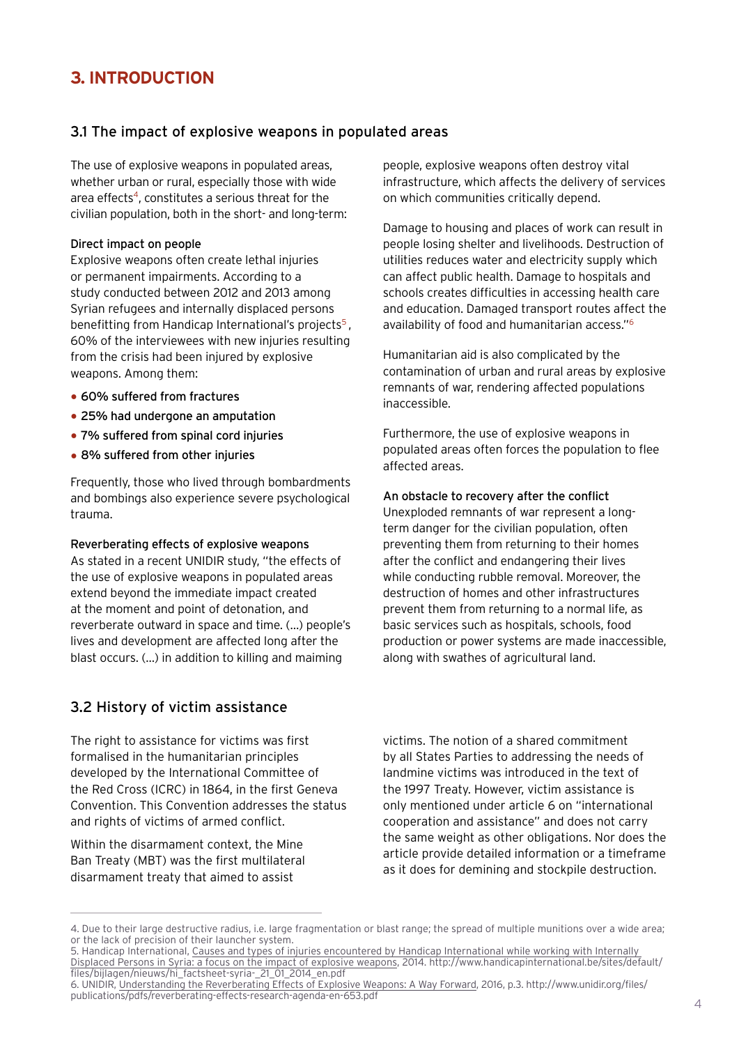# 3. INTRODUCTION

## 3.1 The impact of explosive weapons in populated areas

The use of explosive weapons in populated areas, whether urban or rural, especially those with wide area effects[4], constitutes a serious threat for the civilian population, both in the short- and long-term:

### Direct impact on people

Explosive weapons often create lethal injuries or permanent impairments. According to a study conducted between 2012 and 2013 among Syrian refugees and internally displaced persons benefitting from Handicap International's projects[5], 60% of the interviewees with new injuries resulting from the crisis had been injured by explosive weapons. Among them:

- 60% suffered from fractures
- 25% had undergone an amputation
- 7% suffered from spinal cord injuries
- 8% suffered from other injuries

Frequently, those who lived through bombardments and bombings also experience severe psychological trauma.

### Reverberating effects of explosive weapons

As stated in a recent UNIDIR study, "the effects of the use of explosive weapons in populated areas extend beyond the immediate impact created at the moment and point of detonation, and reverberate outward in space and time. (…) people's lives and development are affected long after the blast occurs. (…) in addition to killing and maiming people, explosive weapons often destroy vital infrastructure, which affects the delivery of services on which communities critically depend.

Damage to housing and places of work can result in people losing shelter and livelihoods. Destruction of utilities reduces water and electricity supply which can affect public health. Damage to hospitals and schools creates difficulties in accessing health care and education. Damaged transport routes affect the availability of food and humanitarian access."[6]

Humanitarian aid is also complicated by the contamination of urban and rural areas by explosive remnants of war, rendering affected populations inaccessible.

Furthermore, the use of explosive weapons in populated areas often forces the population to flee affected areas.

### An obstacle to recovery after the conflict

Unexploded remnants of war represent a long-term danger for the civilian population, often preventing them from returning to their homes after the conflict and endangering their lives while conducting rubble removal. Moreover, the destruction of homes and other infrastructures prevent them from returning to a normal life, as basic services such as hospitals, schools, food production or power systems are made inaccessible, along with swathes of agricultural land.

## 3.2 History of victim assistance

The right to assistance for victims was first formalised in the humanitarian principles developed by the International Committee of the Red Cross (ICRC) in 1864, in the first Geneva Convention. This Convention addresses the status and rights of victims of armed conflict.

Within the disarmament context, the Mine Ban Treaty (MBT) was the first multilateral disarmament treaty that aimed to assist victims. The notion of a shared commitment by all States Parties to addressing the needs of landmine victims was introduced in the text of the 1997 Treaty. However, victim assistance is only mentioned under article 6 on "international cooperation and assistance" and does not carry the same weight as other obligations. Nor does the article provide detailed information or a timeframe as it does for demining and stockpile destruction.

---

4. Due to their large destructive radius, i.e. large fragmentation or blast range; the spread of multiple munitions over a wide area; or the lack of precision of their launcher system.

5. Handicap International, Causes and types of injuries encountered by Handicap International while working with Internally Displaced Persons in Syria: a focus on the impact of explosive weapons, 2014. http://www.handicapinternational.be/sites/default/files/bijlagen/nieuws/hi_factsheet-syria-_21_01_2014_en.pdf

6. UNIDIR, Understanding the Reverberating Effects of Explosive Weapons: A Way Forward, 2016, p.3. http://www.unidir.org/files/publications/pdfs/reverberating-effects-research-agenda-en-653.pdf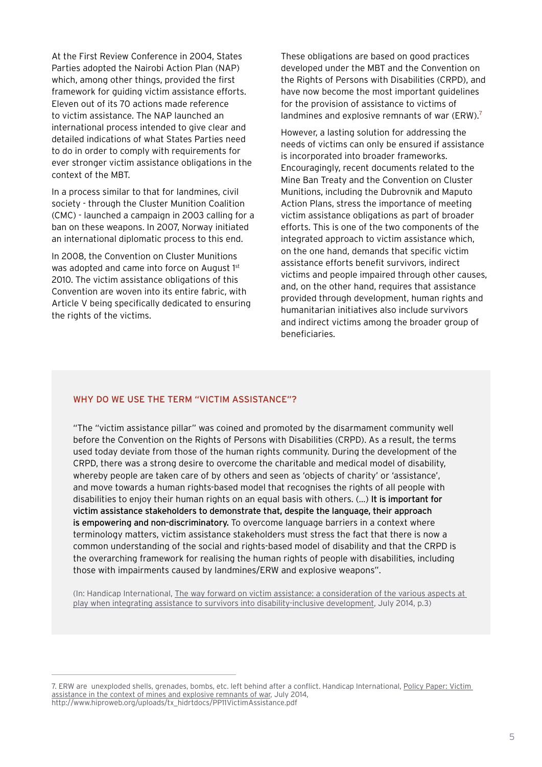At the First Review Conference in 2004, States Parties adopted the Nairobi Action Plan (NAP) which, among other things, provided the first framework for guiding victim assistance efforts. Eleven out of its 70 actions made reference to victim assistance. The NAP launched an international process intended to give clear and detailed indications of what States Parties need to do in order to comply with requirements for ever stronger victim assistance obligations in the context of the MBT.

In a process similar to that for landmines, civil society - through the Cluster Munition Coalition (CMC) - launched a campaign in 2003 calling for a ban on these weapons. In 2007, Norway initiated an international diplomatic process to this end.

In 2008, the Convention on Cluster Munitions was adopted and came into force on August 1st 2010. The victim assistance obligations of this Convention are woven into its entire fabric, with Article V being specifically dedicated to ensuring the rights of the victims.

These obligations are based on good practices developed under the MBT and the Convention on the Rights of Persons with Disabilities (CRPD), and have now become the most important guidelines for the provision of assistance to victims of landmines and explosive remnants of war (ERW).[7]

However, a lasting solution for addressing the needs of victims can only be ensured if assistance is incorporated into broader frameworks. Encouragingly, recent documents related to the Mine Ban Treaty and the Convention on Cluster Munitions, including the Dubrovnik and Maputo Action Plans, stress the importance of meeting victim assistance obligations as part of broader efforts. This is one of the two components of the integrated approach to victim assistance which, on the one hand, demands that specific victim assistance efforts benefit survivors, indirect victims and people impaired through other causes, and, on the other hand, requires that assistance provided through development, human rights and humanitarian initiatives also include survivors and indirect victims among the broader group of beneficiaries.

### WHY DO WE USE THE TERM "VICTIM ASSISTANCE"?

"The "victim assistance pillar" was coined and promoted by the disarmament community well before the Convention on the Rights of Persons with Disabilities (CRPD). As a result, the terms used today deviate from those of the human rights community. During the development of the CRPD, there was a strong desire to overcome the charitable and medical model of disability, whereby people are taken care of by others and seen as 'objects of charity' or 'assistance', and move towards a human rights-based model that recognises the rights of all people with disabilities to enjoy their human rights on an equal basis with others. (...) **It is important for victim assistance stakeholders to demonstrate that, despite the language, their approach is empowering and non-discriminatory.** To overcome language barriers in a context where terminology matters, victim assistance stakeholders must stress the fact that there is now a common understanding of the social and rights-based model of disability and that the CRPD is the overarching framework for realising the human rights of people with disabilities, including those with impairments caused by landmines/ERW and explosive weapons".

(In: Handicap International, The way forward on victim assistance: a consideration of the various aspects at play when integrating assistance to survivors into disability-inclusive development, July 2014, p.3)

---

7. ERW are unexploded shells, grenades, bombs, etc. left behind after a conflict. Handicap International, Policy Paper: Victim assistance in the context of mines and explosive remnants of war, July 2014, http://www.hiproweb.org/uploads/tx_hidrtdocs/PP11VictimAssistance.pdf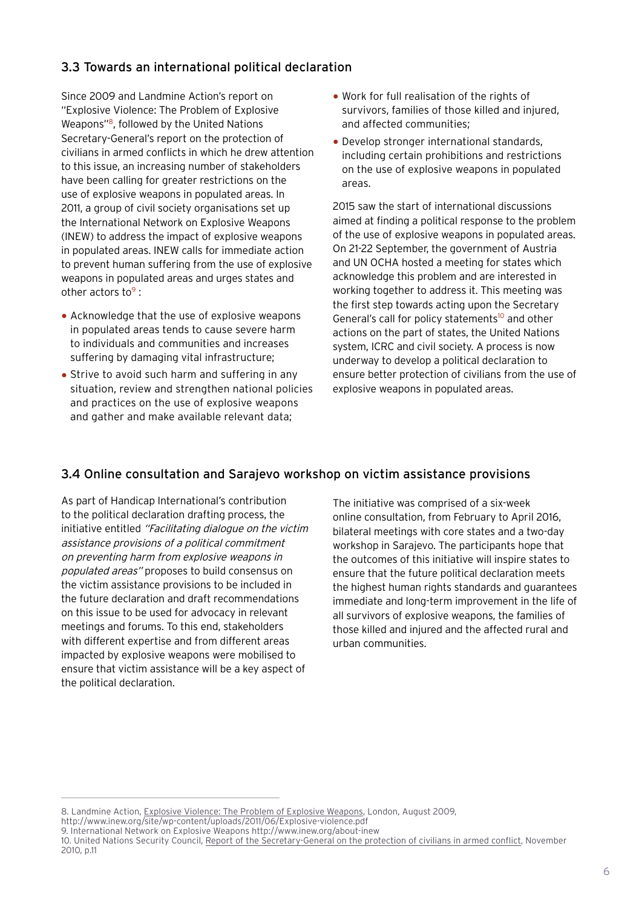### 3.3 Towards an international political declaration

Since 2009 and Landmine Action's report on "Explosive Violence: The Problem of Explosive Weapons"[8], followed by the United Nations Secretary-General's report on the protection of civilians in armed conflicts in which he drew attention to this issue, an increasing number of stakeholders have been calling for greater restrictions on the use of explosive weapons in populated areas. In 2011, a group of civil society organisations set up the International Network on Explosive Weapons (INEW) to address the impact of explosive weapons in populated areas. INEW calls for immediate action to prevent human suffering from the use of explosive weapons in populated areas and urges states and other actors to[9] :

- Acknowledge that the use of explosive weapons in populated areas tends to cause severe harm to individuals and communities and increases suffering by damaging vital infrastructure;
- Strive to avoid such harm and suffering in any situation, review and strengthen national policies and practices on the use of explosive weapons and gather and make available relevant data;
- Work for full realisation of the rights of survivors, families of those killed and injured, and affected communities;
- Develop stronger international standards, including certain prohibitions and restrictions on the use of explosive weapons in populated areas.

2015 saw the start of international discussions aimed at finding a political response to the problem of the use of explosive weapons in populated areas. On 21-22 September, the government of Austria and UN OCHA hosted a meeting for states which acknowledge this problem and are interested in working together to address it. This meeting was the first step towards acting upon the Secretary General's call for policy statements[10] and other actions on the part of states, the United Nations system, ICRC and civil society. A process is now underway to develop a political declaration to ensure better protection of civilians from the use of explosive weapons in populated areas.

### 3.4 Online consultation and Sarajevo workshop on victim assistance provisions

As part of Handicap International's contribution to the political declaration drafting process, the initiative entitled *"Facilitating dialogue on the victim assistance provisions of a political commitment on preventing harm from explosive weapons in populated areas"* proposes to build consensus on the victim assistance provisions to be included in the future declaration and draft recommendations on this issue to be used for advocacy in relevant meetings and forums. To this end, stakeholders with different expertise and from different areas impacted by explosive weapons were mobilised to ensure that victim assistance will be a key aspect of the political declaration.

The initiative was comprised of a six-week online consultation, from February to April 2016, bilateral meetings with core states and a two-day workshop in Sarajevo. The participants hope that the outcomes of this initiative will inspire states to ensure that the future political declaration meets the highest human rights standards and guarantees immediate and long-term improvement in the life of all survivors of explosive weapons, the families of those killed and injured and the affected rural and urban communities.

---

8. Landmine Action, Explosive Violence: The Problem of Explosive Weapons, London, August 2009, http://www.inew.org/site/wp-content/uploads/2011/06/Explosive-violence.pdf
9. International Network on Explosive Weapons http://www.inew.org/about-inew
10. United Nations Security Council, Report of the Secretary-General on the protection of civilians in armed conflict, November 2010, p.11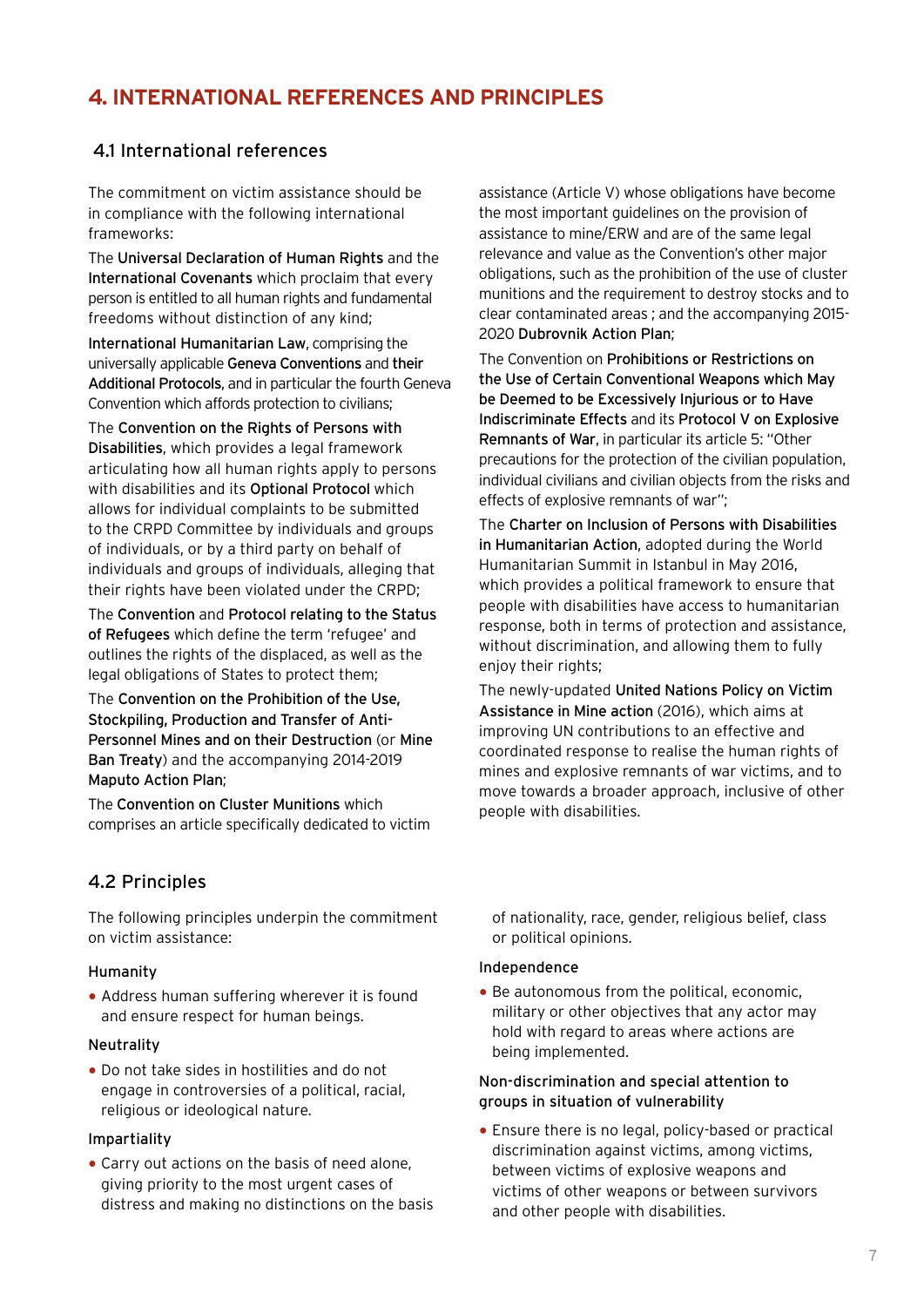## 4. INTERNATIONAL REFERENCES AND PRINCIPLES

### 4.1 International references

The commitment on victim assistance should be in compliance with the following international frameworks:

The Universal Declaration of Human Rights and the International Covenants which proclaim that every person is entitled to all human rights and fundamental freedoms without distinction of any kind;

International Humanitarian Law, comprising the universally applicable Geneva Conventions and their Additional Protocols, and in particular the fourth Geneva Convention which affords protection to civilians;

The Convention on the Rights of Persons with Disabilities, which provides a legal framework articulating how all human rights apply to persons with disabilities and its Optional Protocol which allows for individual complaints to be submitted to the CRPD Committee by individuals and groups of individuals, or by a third party on behalf of individuals and groups of individuals, alleging that their rights have been violated under the CRPD;

The Convention and Protocol relating to the Status of Refugees which define the term 'refugee' and outlines the rights of the displaced, as well as the legal obligations of States to protect them;

The Convention on the Prohibition of the Use, Stockpiling, Production and Transfer of Anti-Personnel Mines and on their Destruction (or Mine Ban Treaty) and the accompanying 2014-2019 Maputo Action Plan;

The Convention on Cluster Munitions which comprises an article specifically dedicated to victim assistance (Article V) whose obligations have become the most important guidelines on the provision of assistance to mine/ERW and are of the same legal relevance and value as the Convention's other major obligations, such as the prohibition of the use of cluster munitions and the requirement to destroy stocks and to clear contaminated areas ; and the accompanying 2015-2020 Dubrovnik Action Plan;

The Convention on Prohibitions or Restrictions on the Use of Certain Conventional Weapons which May be Deemed to be Excessively Injurious or to Have Indiscriminate Effects and its Protocol V on Explosive Remnants of War, in particular its article 5: "Other precautions for the protection of the civilian population, individual civilians and civilian objects from the risks and effects of explosive remnants of war";

The Charter on Inclusion of Persons with Disabilities in Humanitarian Action, adopted during the World Humanitarian Summit in Istanbul in May 2016, which provides a political framework to ensure that people with disabilities have access to humanitarian response, both in terms of protection and assistance, without discrimination, and allowing them to fully enjoy their rights;

The newly-updated United Nations Policy on Victim Assistance in Mine action (2016), which aims at improving UN contributions to an effective and coordinated response to realise the human rights of mines and explosive remnants of war victims, and to move towards a broader approach, inclusive of other people with disabilities.

### 4.2 Principles

The following principles underpin the commitment on victim assistance:

#### Humanity

- Address human suffering wherever it is found and ensure respect for human beings.

#### Neutrality

- Do not take sides in hostilities and do not engage in controversies of a political, racial, religious or ideological nature.

#### Impartiality

- Carry out actions on the basis of need alone, giving priority to the most urgent cases of distress and making no distinctions on the basis of nationality, race, gender, religious belief, class or political opinions.

#### Independence

- Be autonomous from the political, economic, military or other objectives that any actor may hold with regard to areas where actions are being implemented.

#### Non-discrimination and special attention to groups in situation of vulnerability

- Ensure there is no legal, policy-based or practical discrimination against victims, among victims, between victims of explosive weapons and victims of other weapons or between survivors and other people with disabilities.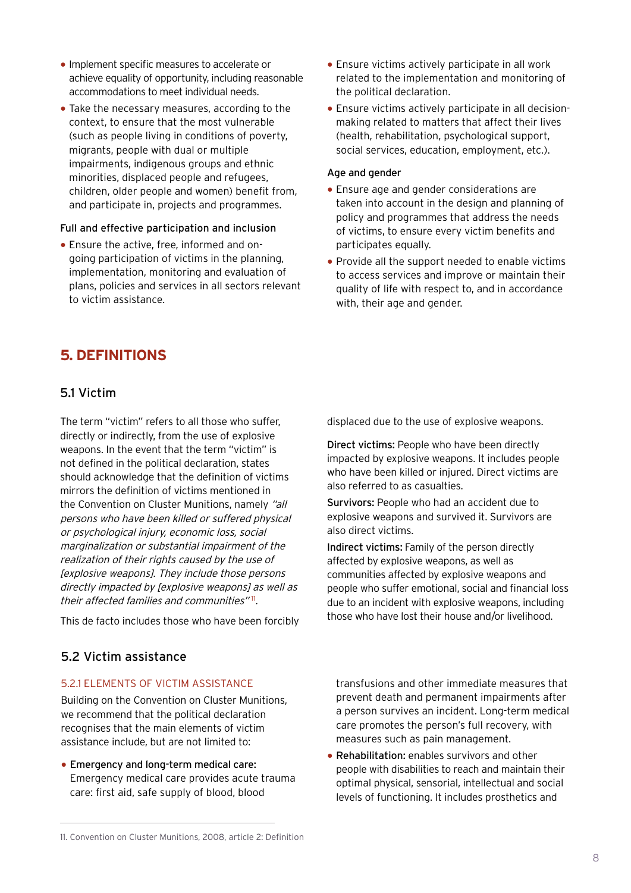- Implement specific measures to accelerate or achieve equality of opportunity, including reasonable accommodations to meet individual needs.
- Take the necessary measures, according to the context, to ensure that the most vulnerable (such as people living in conditions of poverty, migrants, people with dual or multiple impairments, indigenous groups and ethnic minorities, displaced people and refugees, children, older people and women) benefit from, and participate in, projects and programmes.

#### Full and effective participation and inclusion

- Ensure the active, free, informed and on-going participation of victims in the planning, implementation, monitoring and evaluation of plans, policies and services in all sectors relevant to victim assistance.
- Ensure victims actively participate in all work related to the implementation and monitoring of the political declaration.
- Ensure victims actively participate in all decision-making related to matters that affect their lives (health, rehabilitation, psychological support, social services, education, employment, etc.).

#### Age and gender

- Ensure age and gender considerations are taken into account in the design and planning of policy and programmes that address the needs of victims, to ensure every victim benefits and participates equally.
- Provide all the support needed to enable victims to access services and improve or maintain their quality of life with respect to, and in accordance with, their age and gender.

# 5. DEFINITIONS

## 5.1 Victim

The term "victim" refers to all those who suffer, directly or indirectly, from the use of explosive weapons. In the event that the term "victim" is not defined in the political declaration, states should acknowledge that the definition of victims mirrors the definition of victims mentioned in the Convention on Cluster Munitions, namely *"all persons who have been killed or suffered physical or psychological injury, economic loss, social marginalization or substantial impairment of the realization of their rights caused by the use of [explosive weapons]. They include those persons directly impacted by [explosive weapons] as well as their affected families and communities"*[11].

This de facto includes those who have been forcibly displaced due to the use of explosive weapons.

**Direct victims:** People who have been directly impacted by explosive weapons. It includes people who have been killed or injured. Direct victims are also referred to as casualties.

**Survivors:** People who had an accident due to explosive weapons and survived it. Survivors are also direct victims.

**Indirect victims:** Family of the person directly affected by explosive weapons, as well as communities affected by explosive weapons and people who suffer emotional, social and financial loss due to an incident with explosive weapons, including those who have lost their house and/or livelihood.

## 5.2 Victim assistance

### 5.2.1 ELEMENTS OF VICTIM ASSISTANCE

Building on the Convention on Cluster Munitions, we recommend that the political declaration recognises that the main elements of victim assistance include, but are not limited to:

- **Emergency and long-term medical care:** Emergency medical care provides acute trauma care: first aid, safe supply of blood, blood transfusions and other immediate measures that prevent death and permanent impairments after a person survives an incident. Long-term medical care promotes the person's full recovery, with measures such as pain management.
- **Rehabilitation:** enables survivors and other people with disabilities to reach and maintain their optimal physical, sensorial, intellectual and social levels of functioning. It includes prosthetics and

11. Convention on Cluster Munitions, 2008, article 2: Definition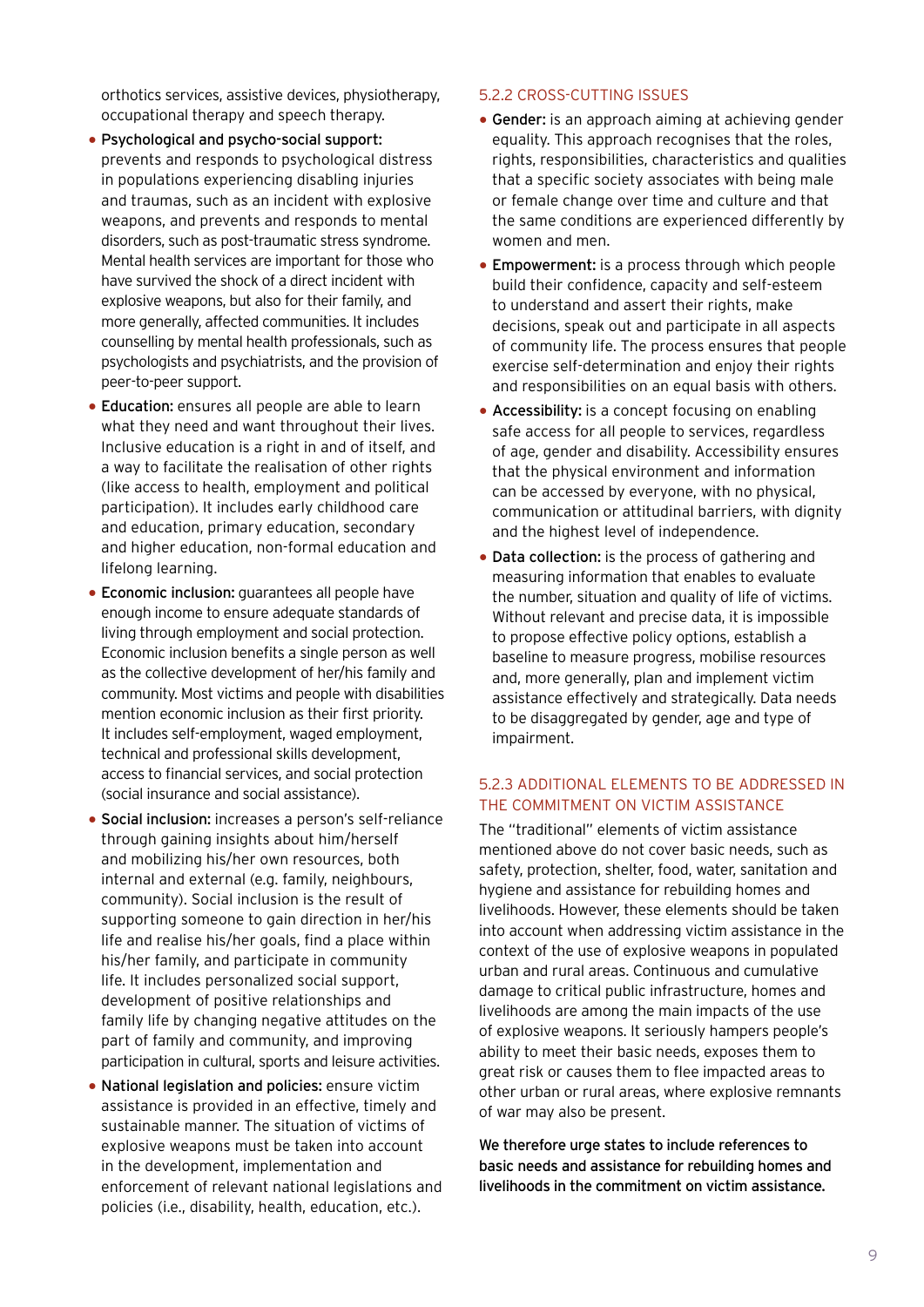orthotics services, assistive devices, physiotherapy, occupational therapy and speech therapy.

- **Psychological and psycho-social support:** prevents and responds to psychological distress in populations experiencing disabling injuries and traumas, such as an incident with explosive weapons, and prevents and responds to mental disorders, such as post-traumatic stress syndrome. Mental health services are important for those who have survived the shock of a direct incident with explosive weapons, but also for their family, and more generally, affected communities. It includes counselling by mental health professionals, such as psychologists and psychiatrists, and the provision of peer-to-peer support.
- **Education:** ensures all people are able to learn what they need and want throughout their lives. Inclusive education is a right in and of itself, and a way to facilitate the realisation of other rights (like access to health, employment and political participation). It includes early childhood care and education, primary education, secondary and higher education, non-formal education and lifelong learning.
- **Economic inclusion:** guarantees all people have enough income to ensure adequate standards of living through employment and social protection. Economic inclusion benefits a single person as well as the collective development of her/his family and community. Most victims and people with disabilities mention economic inclusion as their first priority. It includes self-employment, waged employment, technical and professional skills development, access to financial services, and social protection (social insurance and social assistance).
- **Social inclusion:** increases a person's self-reliance through gaining insights about him/herself and mobilizing his/her own resources, both internal and external (e.g. family, neighbours, community). Social inclusion is the result of supporting someone to gain direction in her/his life and realise his/her goals, find a place within his/her family, and participate in community life. It includes personalized social support, development of positive relationships and family life by changing negative attitudes on the part of family and community, and improving participation in cultural, sports and leisure activities.
- **National legislation and policies:** ensure victim assistance is provided in an effective, timely and sustainable manner. The situation of victims of explosive weapons must be taken into account in the development, implementation and enforcement of relevant national legislations and policies (i.e., disability, health, education, etc.).

### 5.2.2 CROSS-CUTTING ISSUES

- **Gender:** is an approach aiming at achieving gender equality. This approach recognises that the roles, rights, responsibilities, characteristics and qualities that a specific society associates with being male or female change over time and culture and that the same conditions are experienced differently by women and men.
- **Empowerment:** is a process through which people build their confidence, capacity and self-esteem to understand and assert their rights, make decisions, speak out and participate in all aspects of community life. The process ensures that people exercise self-determination and enjoy their rights and responsibilities on an equal basis with others.
- **Accessibility:** is a concept focusing on enabling safe access for all people to services, regardless of age, gender and disability. Accessibility ensures that the physical environment and information can be accessed by everyone, with no physical, communication or attitudinal barriers, with dignity and the highest level of independence.
- **Data collection:** is the process of gathering and measuring information that enables to evaluate the number, situation and quality of life of victims. Without relevant and precise data, it is impossible to propose effective policy options, establish a baseline to measure progress, mobilise resources and, more generally, plan and implement victim assistance effectively and strategically. Data needs to be disaggregated by gender, age and type of impairment.

### 5.2.3 ADDITIONAL ELEMENTS TO BE ADDRESSED IN THE COMMITMENT ON VICTIM ASSISTANCE

The "traditional" elements of victim assistance mentioned above do not cover basic needs, such as safety, protection, shelter, food, water, sanitation and hygiene and assistance for rebuilding homes and livelihoods. However, these elements should be taken into account when addressing victim assistance in the context of the use of explosive weapons in populated urban and rural areas. Continuous and cumulative damage to critical public infrastructure, homes and livelihoods are among the main impacts of the use of explosive weapons. It seriously hampers people's ability to meet their basic needs, exposes them to great risk or causes them to flee impacted areas to other urban or rural areas, where explosive remnants of war may also be present.

**We therefore urge states to include references to basic needs and assistance for rebuilding homes and livelihoods in the commitment on victim assistance.**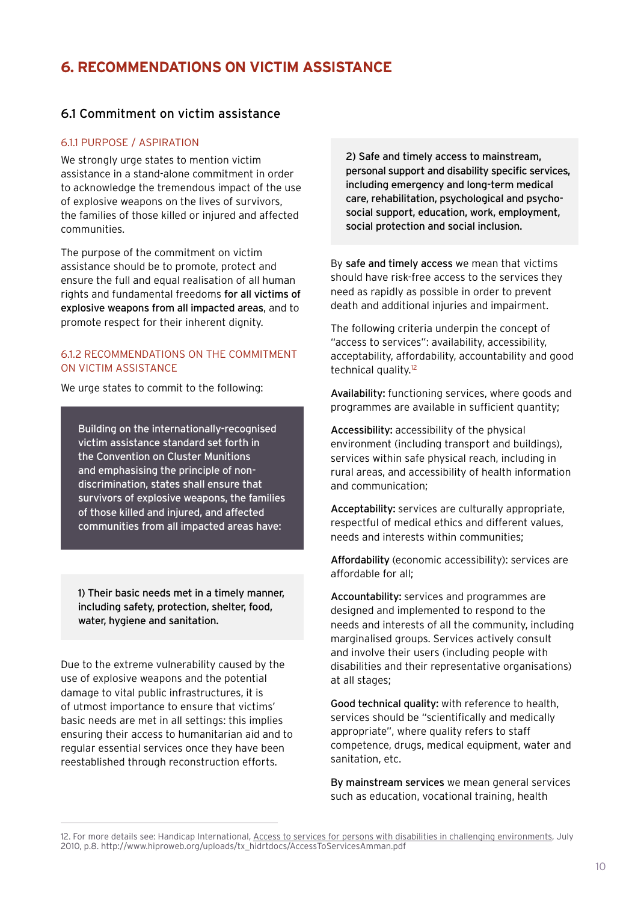# 6. RECOMMENDATIONS ON VICTIM ASSISTANCE

## 6.1 Commitment on victim assistance

### 6.1.1 PURPOSE / ASPIRATION

We strongly urge states to mention victim assistance in a stand-alone commitment in order to acknowledge the tremendous impact of the use of explosive weapons on the lives of survivors, the families of those killed or injured and affected communities.

The purpose of the commitment on victim assistance should be to promote, protect and ensure the full and equal realisation of all human rights and fundamental freedoms **for all victims of explosive weapons from all impacted areas**, and to promote respect for their inherent dignity.

### 6.1.2 RECOMMENDATIONS ON THE COMMITMENT ON VICTIM ASSISTANCE

We urge states to commit to the following:

**Building on the internationally-recognised victim assistance standard set forth in the Convention on Cluster Munitions and emphasising the principle of non-discrimination, states shall ensure that survivors of explosive weapons, the families of those killed and injured, and affected communities from all impacted areas have:**

**1) Their basic needs met in a timely manner, including safety, protection, shelter, food, water, hygiene and sanitation.**

Due to the extreme vulnerability caused by the use of explosive weapons and the potential damage to vital public infrastructures, it is of utmost importance to ensure that victims' basic needs are met in all settings: this implies ensuring their access to humanitarian aid and to regular essential services once they have been reestablished through reconstruction efforts.

**2) Safe and timely access to mainstream, personal support and disability specific services, including emergency and long-term medical care, rehabilitation, psychological and psycho-social support, education, work, employment, social protection and social inclusion.**

By **safe and timely access** we mean that victims should have risk-free access to the services they need as rapidly as possible in order to prevent death and additional injuries and impairment.

The following criteria underpin the concept of "access to services": availability, accessibility, acceptability, affordability, accountability and good technical quality.[12]

**Availability:** functioning services, where goods and programmes are available in sufficient quantity;

**Accessibility:** accessibility of the physical environment (including transport and buildings), services within safe physical reach, including in rural areas, and accessibility of health information and communication;

**Acceptability:** services are culturally appropriate, respectful of medical ethics and different values, needs and interests within communities;

**Affordability** (economic accessibility): services are affordable for all;

**Accountability:** services and programmes are designed and implemented to respond to the needs and interests of all the community, including marginalised groups. Services actively consult and involve their users (including people with disabilities and their representative organisations) at all stages;

**Good technical quality:** with reference to health, services should be "scientifically and medically appropriate", where quality refers to staff competence, drugs, medical equipment, water and sanitation, etc.

**By mainstream services** we mean general services such as education, vocational training, health

---

12. For more details see: Handicap International, Access to services for persons with disabilities in challenging environments, July 2010, p.8. http://www.hiproweb.org/uploads/tx_hidrtdocs/AccessToServicesAmman.pdf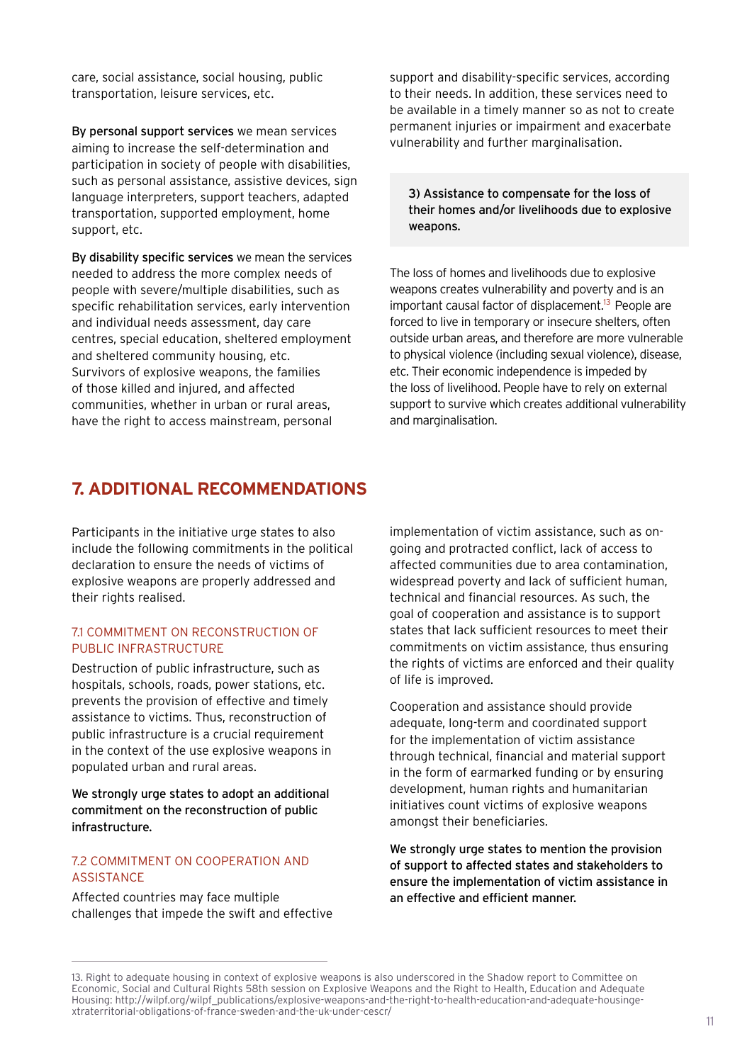care, social assistance, social housing, public transportation, leisure services, etc.

**By personal support services** we mean services aiming to increase the self-determination and participation in society of people with disabilities, such as personal assistance, assistive devices, sign language interpreters, support teachers, adapted transportation, supported employment, home support, etc.

**By disability specific services** we mean the services needed to address the more complex needs of people with severe/multiple disabilities, such as specific rehabilitation services, early intervention and individual needs assessment, day care centres, special education, sheltered employment and sheltered community housing, etc. Survivors of explosive weapons, the families of those killed and injured, and affected communities, whether in urban or rural areas, have the right to access mainstream, personal support and disability-specific services, according to their needs. In addition, these services need to be available in a timely manner so as not to create permanent injuries or impairment and exacerbate vulnerability and further marginalisation.

**3) Assistance to compensate for the loss of their homes and/or livelihoods due to explosive weapons.**

The loss of homes and livelihoods due to explosive weapons creates vulnerability and poverty and is an important causal factor of displacement.[13] People are forced to live in temporary or insecure shelters, often outside urban areas, and therefore are more vulnerable to physical violence (including sexual violence), disease, etc. Their economic independence is impeded by the loss of livelihood. People have to rely on external support to survive which creates additional vulnerability and marginalisation.

## 7. ADDITIONAL RECOMMENDATIONS

Participants in the initiative urge states to also include the following commitments in the political declaration to ensure the needs of victims of explosive weapons are properly addressed and their rights realised.

### 7.1 COMMITMENT ON RECONSTRUCTION OF PUBLIC INFRASTRUCTURE

Destruction of public infrastructure, such as hospitals, schools, roads, power stations, etc. prevents the provision of effective and timely assistance to victims. Thus, reconstruction of public infrastructure is a crucial requirement in the context of the use explosive weapons in populated urban and rural areas.

**We strongly urge states to adopt an additional commitment on the reconstruction of public infrastructure.**

### 7.2 COMMITMENT ON COOPERATION AND ASSISTANCE

Affected countries may face multiple challenges that impede the swift and effective implementation of victim assistance, such as on-going and protracted conflict, lack of access to affected communities due to area contamination, widespread poverty and lack of sufficient human, technical and financial resources. As such, the goal of cooperation and assistance is to support states that lack sufficient resources to meet their commitments on victim assistance, thus ensuring the rights of victims are enforced and their quality of life is improved.

Cooperation and assistance should provide adequate, long-term and coordinated support for the implementation of victim assistance through technical, financial and material support in the form of earmarked funding or by ensuring development, human rights and humanitarian initiatives count victims of explosive weapons amongst their beneficiaries.

**We strongly urge states to mention the provision of support to affected states and stakeholders to ensure the implementation of victim assistance in an effective and efficient manner.**

---

13. Right to adequate housing in context of explosive weapons is also underscored in the Shadow report to Committee on Economic, Social and Cultural Rights 58th session on Explosive Weapons and the Right to Health, Education and Adequate Housing: http://wilpf.org/wilpf_publications/explosive-weapons-and-the-right-to-health-education-and-adequate-housinge-xtraterritorial-obligations-of-france-sweden-and-the-uk-under-cescr/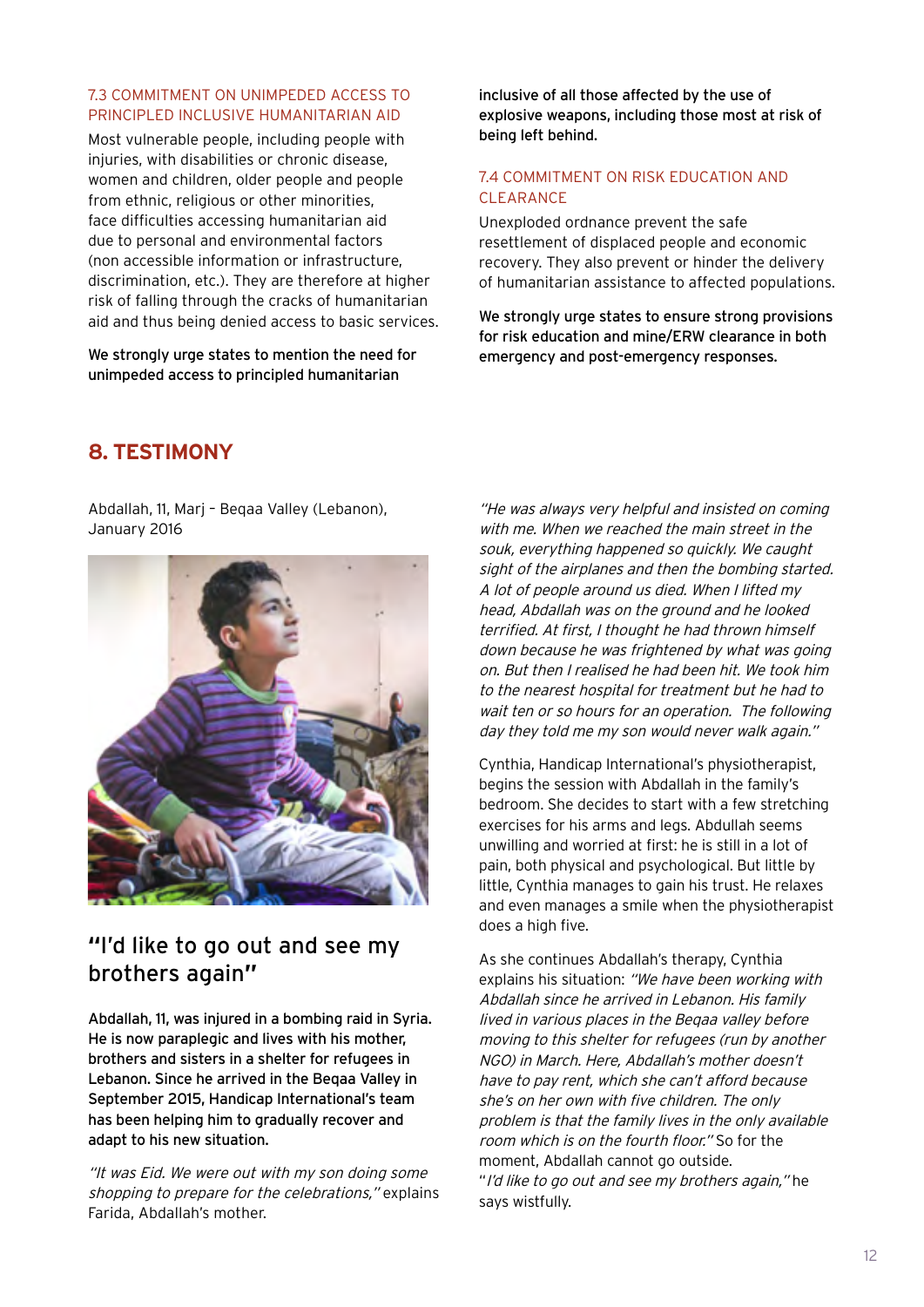### 7.3 COMMITMENT ON UNIMPEDED ACCESS TO PRINCIPLED INCLUSIVE HUMANITARIAN AID

Most vulnerable people, including people with injuries, with disabilities or chronic disease, women and children, older people and people from ethnic, religious or other minorities, face difficulties accessing humanitarian aid due to personal and environmental factors (non accessible information or infrastructure, discrimination, etc.). They are therefore at higher risk of falling through the cracks of humanitarian aid and thus being denied access to basic services.

**We strongly urge states to mention the need for unimpeded access to principled humanitarian inclusive of all those affected by the use of explosive weapons, including those most at risk of being left behind.**

### 7.4 COMMITMENT ON RISK EDUCATION AND CLEARANCE

Unexploded ordnance prevent the safe resettlement of displaced people and economic recovery. They also prevent or hinder the delivery of humanitarian assistance to affected populations.

**We strongly urge states to ensure strong provisions for risk education and mine/ERW clearance in both emergency and post-emergency responses.**

## 8. TESTIMONY

Abdallah, 11, Marj – Beqaa Valley (Lebanon), January 2016

## "I'd like to go out and see my brothers again"

**Abdallah, 11, was injured in a bombing raid in Syria. He is now paraplegic and lives with his mother, brothers and sisters in a shelter for refugees in Lebanon. Since he arrived in the Beqaa Valley in September 2015, Handicap International's team has been helping him to gradually recover and adapt to his new situation.**

*"It was Eid. We were out with my son doing some shopping to prepare for the celebrations,"* explains Farida, Abdallah's mother.

*"He was always very helpful and insisted on coming with me. When we reached the main street in the souk, everything happened so quickly. We caught sight of the airplanes and then the bombing started. A lot of people around us died. When I lifted my head, Abdallah was on the ground and he looked terrified. At first, I thought he had thrown himself down because he was frightened by what was going on. But then I realised he had been hit. We took him to the nearest hospital for treatment but he had to wait ten or so hours for an operation. The following day they told me my son would never walk again."*

Cynthia, Handicap International's physiotherapist, begins the session with Abdallah in the family's bedroom. She decides to start with a few stretching exercises for his arms and legs. Abdullah seems unwilling and worried at first: he is still in a lot of pain, both physical and psychological. But little by little, Cynthia manages to gain his trust. He relaxes and even manages a smile when the physiotherapist does a high five.

As she continues Abdallah's therapy, Cynthia explains his situation: *"We have been working with Abdallah since he arrived in Lebanon. His family lived in various places in the Beqaa valley before moving to this shelter for refugees (run by another NGO) in March. Here, Abdallah's mother doesn't have to pay rent, which she can't afford because she's on her own with five children. The only problem is that the family lives in the only available room which is on the fourth floor."* So for the moment, Abdallah cannot go outside.

"*I'd like to go out and see my brothers again,"* he says wistfully.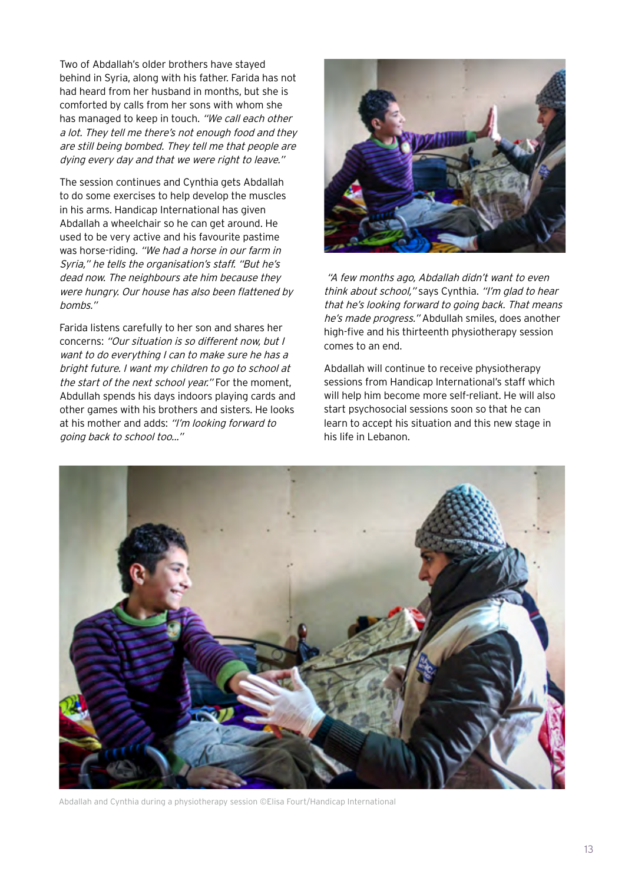Two of Abdallah's older brothers have stayed behind in Syria, along with his father. Farida has not had heard from her husband in months, but she is comforted by calls from her sons with whom she has managed to keep in touch. *"We call each other a lot. They tell me there's not enough food and they are still being bombed. They tell me that people are dying every day and that we were right to leave."*

The session continues and Cynthia gets Abdallah to do some exercises to help develop the muscles in his arms. Handicap International has given Abdallah a wheelchair so he can get around. He used to be very active and his favourite pastime was horse-riding. *"We had a horse in our farm in Syria," he tells the organisation's staff. "But he's dead now. The neighbours ate him because they were hungry. Our house has also been flattened by bombs."*

Farida listens carefully to her son and shares her concerns: *"Our situation is so different now, but I want to do everything I can to make sure he has a bright future. I want my children to go to school at the start of the next school year."* For the moment, Abdullah spends his days indoors playing cards and other games with his brothers and sisters. He looks at his mother and adds: *"I'm looking forward to going back to school too..."*

*"A few months ago, Abdallah didn't want to even think about school,"* says Cynthia. *"I'm glad to hear that he's looking forward to going back. That means he's made progress."* Abdullah smiles, does another high-five and his thirteenth physiotherapy session comes to an end.

Abdallah will continue to receive physiotherapy sessions from Handicap International's staff which will help him become more self-reliant. He will also start psychosocial sessions soon so that he can learn to accept his situation and this new stage in his life in Lebanon.

Abdallah and Cynthia during a physiotherapy session ©Elisa Fourt/Handicap International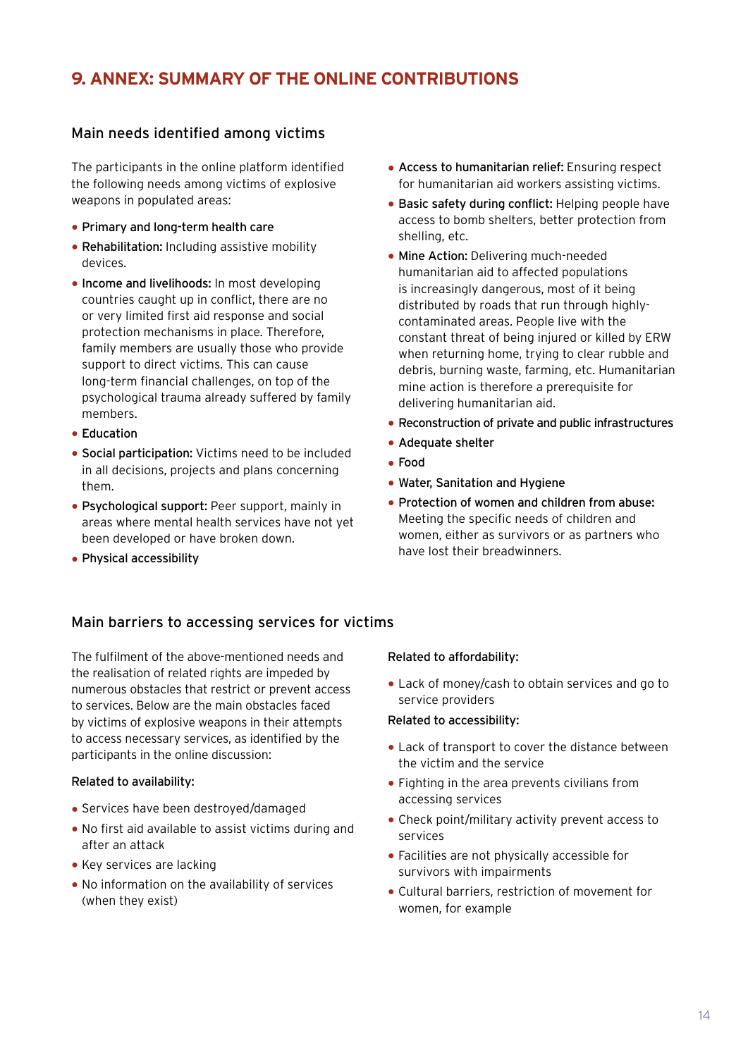# 9. ANNEX: SUMMARY OF THE ONLINE CONTRIBUTIONS

## Main needs identified among victims

The participants in the online platform identified the following needs among victims of explosive weapons in populated areas:

- **Primary and long-term health care**
- **Rehabilitation:** Including assistive mobility devices.
- **Income and livelihoods:** In most developing countries caught up in conflict, there are no or very limited first aid response and social protection mechanisms in place. Therefore, family members are usually those who provide support to direct victims. This can cause long-term financial challenges, on top of the psychological trauma already suffered by family members.
- **Education**
- **Social participation:** Victims need to be included in all decisions, projects and plans concerning them.
- **Psychological support:** Peer support, mainly in areas where mental health services have not yet been developed or have broken down.
- **Physical accessibility**
- **Access to humanitarian relief:** Ensuring respect for humanitarian aid workers assisting victims.
- **Basic safety during conflict:** Helping people have access to bomb shelters, better protection from shelling, etc.
- **Mine Action:** Delivering much-needed humanitarian aid to affected populations is increasingly dangerous, most of it being distributed by roads that run through highly-contaminated areas. People live with the constant threat of being injured or killed by ERW when returning home, trying to clear rubble and debris, burning waste, farming, etc. Humanitarian mine action is therefore a prerequisite for delivering humanitarian aid.
- **Reconstruction of private and public infrastructures**
- **Adequate shelter**
- **Food**
- **Water, Sanitation and Hygiene**
- **Protection of women and children from abuse:** Meeting the specific needs of children and women, either as survivors or as partners who have lost their breadwinners.

## Main barriers to accessing services for victims

The fulfilment of the above-mentioned needs and the realisation of related rights are impeded by numerous obstacles that restrict or prevent access to services. Below are the main obstacles faced by victims of explosive weapons in their attempts to access necessary services, as identified by the participants in the online discussion:

**Related to availability:**

- Services have been destroyed/damaged
- No first aid available to assist victims during and after an attack
- Key services are lacking
- No information on the availability of services (when they exist)

**Related to affordability:**

- Lack of money/cash to obtain services and go to service providers

**Related to accessibility:**

- Lack of transport to cover the distance between the victim and the service
- Fighting in the area prevents civilians from accessing services
- Check point/military activity prevent access to services
- Facilities are not physically accessible for survivors with impairments
- Cultural barriers, restriction of movement for women, for example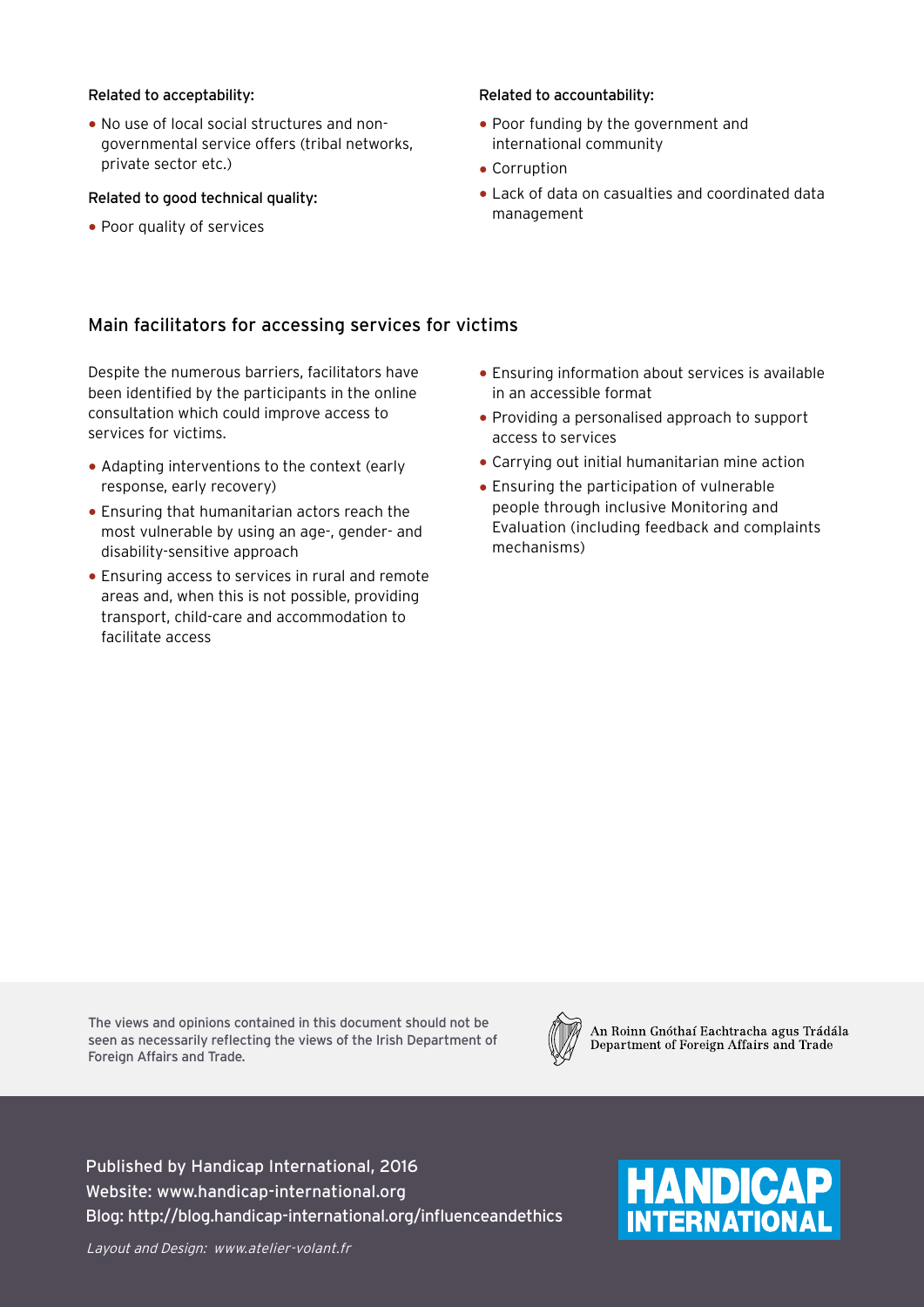**Related to acceptability:**

- No use of local social structures and non-governmental service offers (tribal networks, private sector etc.)

**Related to good technical quality:**

- Poor quality of services

**Related to accountability:**

- Poor funding by the government and international community
- Corruption
- Lack of data on casualties and coordinated data management

## Main facilitators for accessing services for victims

Despite the numerous barriers, facilitators have been identified by the participants in the online consultation which could improve access to services for victims.

- Adapting interventions to the context (early response, early recovery)
- Ensuring that humanitarian actors reach the most vulnerable by using an age-, gender- and disability-sensitive approach
- Ensuring access to services in rural and remote areas and, when this is not possible, providing transport, child-care and accommodation to facilitate access
- Ensuring information about services is available in an accessible format
- Providing a personalised approach to support access to services
- Carrying out initial humanitarian mine action
- Ensuring the participation of vulnerable people through inclusive Monitoring and Evaluation (including feedback and complaints mechanisms)

The views and opinions contained in this document should not be seen as necessarily reflecting the views of the Irish Department of Foreign Affairs and Trade.

An Roinn Gnóthaí Eachtracha agus Trádála
Department of Foreign Affairs and Trade

Published by Handicap International, 2016
Website: www.handicap-international.org
Blog: http://blog.handicap-international.org/influenceandethics

HANDICAP INTERNATIONAL

*Layout and Design: www.atelier-volant.fr*